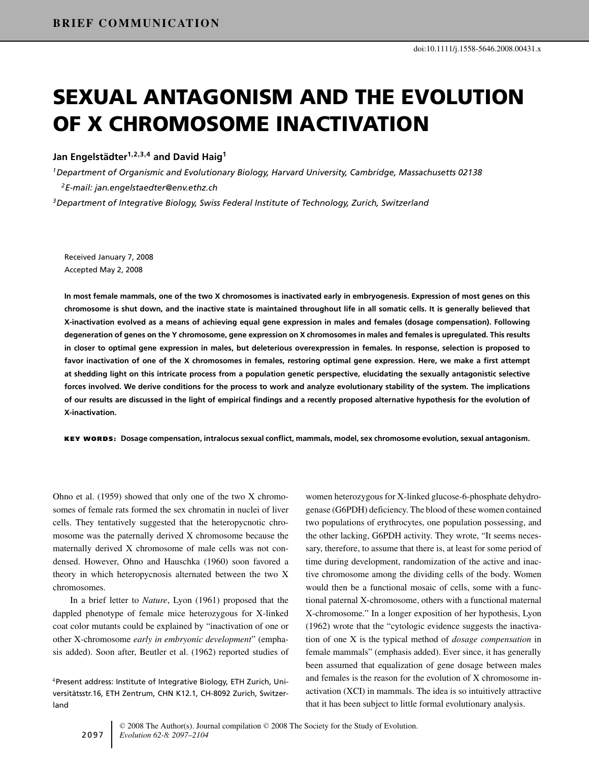BRIEF COMMUNICATION

doi:10.1111/j.1558-5646.2008.00431.x

# SEXUAL ANTAGONISM AND THE EVOLUTION OF X CHROMOSOME INACTIVATION

**Jan Engelstädter[1,2,3,4] and David Haig[1]**

[1]*Department of Organismic and Evolutionary Biology, Harvard University, Cambridge, Massachusetts 02138*

[2]*E-mail: jan.engelstaedter@env.ethz.ch*

[3]*Department of Integrative Biology, Swiss Federal Institute of Technology, Zurich, Switzerland*

Received January 7, 2008
Accepted May 2, 2008

**In most female mammals, one of the two X chromosomes is inactivated early in embryogenesis. Expression of most genes on this chromosome is shut down, and the inactive state is maintained throughout life in all somatic cells. It is generally believed that X-inactivation evolved as a means of achieving equal gene expression in males and females (dosage compensation). Following degeneration of genes on the Y chromosome, gene expression on X chromosomes in males and females is upregulated. This results in closer to optimal gene expression in males, but deleterious overexpression in females. In response, selection is proposed to favor inactivation of one of the X chromosomes in females, restoring optimal gene expression. Here, we make a first attempt at shedding light on this intricate process from a population genetic perspective, elucidating the sexually antagonistic selective forces involved. We derive conditions for the process to work and analyze evolutionary stability of the system. The implications of our results are discussed in the light of empirical findings and a recently proposed alternative hypothesis for the evolution of X-inactivation.**

**KEY WORDS: Dosage compensation, intralocus sexual conflict, mammals, model, sex chromosome evolution, sexual antagonism.**

Ohno et al. (1959) showed that only one of the two X chromosomes of female rats formed the sex chromatin in nuclei of liver cells. They tentatively suggested that the heteropycnotic chromosome was the paternally derived X chromosome because the maternally derived X chromosome of male cells was not condensed. However, Ohno and Hauschka (1960) soon favored a theory in which heteropycnosis alternated between the two X chromosomes.

In a brief letter to *Nature*, Lyon (1961) proposed that the dappled phenotype of female mice heterozygous for X-linked coat color mutants could be explained by "inactivation of one or other X-chromosome *early in embryonic development*" (emphasis added). Soon after, Beutler et al. (1962) reported studies of women heterozygous for X-linked glucose-6-phosphate dehydrogenase (G6PDH) deficiency. The blood of these women contained two populations of erythrocytes, one population possessing, and the other lacking, G6PDH activity. They wrote, "It seems necessary, therefore, to assume that there is, at least for some period of time during development, randomization of the active and inactive chromosome among the dividing cells of the body. Women would then be a functional mosaic of cells, some with a functional paternal X-chromosome, others with a functional maternal X-chromosome." In a longer exposition of her hypothesis, Lyon (1962) wrote that the "cytologic evidence suggests the inactivation of one X is the typical method of *dosage compensation* in female mammals" (emphasis added). Ever since, it has generally been assumed that equalization of gene dosage between males and females is the reason for the evolution of X chromosome inactivation (XCI) in mammals. The idea is so intuitively attractive that it has been subject to little formal evolutionary analysis.

[4]Present address: Institute of Integrative Biology, ETH Zurich, Universitätsstr.16, ETH Zentrum, CHN K12.1, CH-8092 Zurich, Switzerland

© 2008 The Author(s). Journal compilation © 2008 The Society for the Study of Evolution.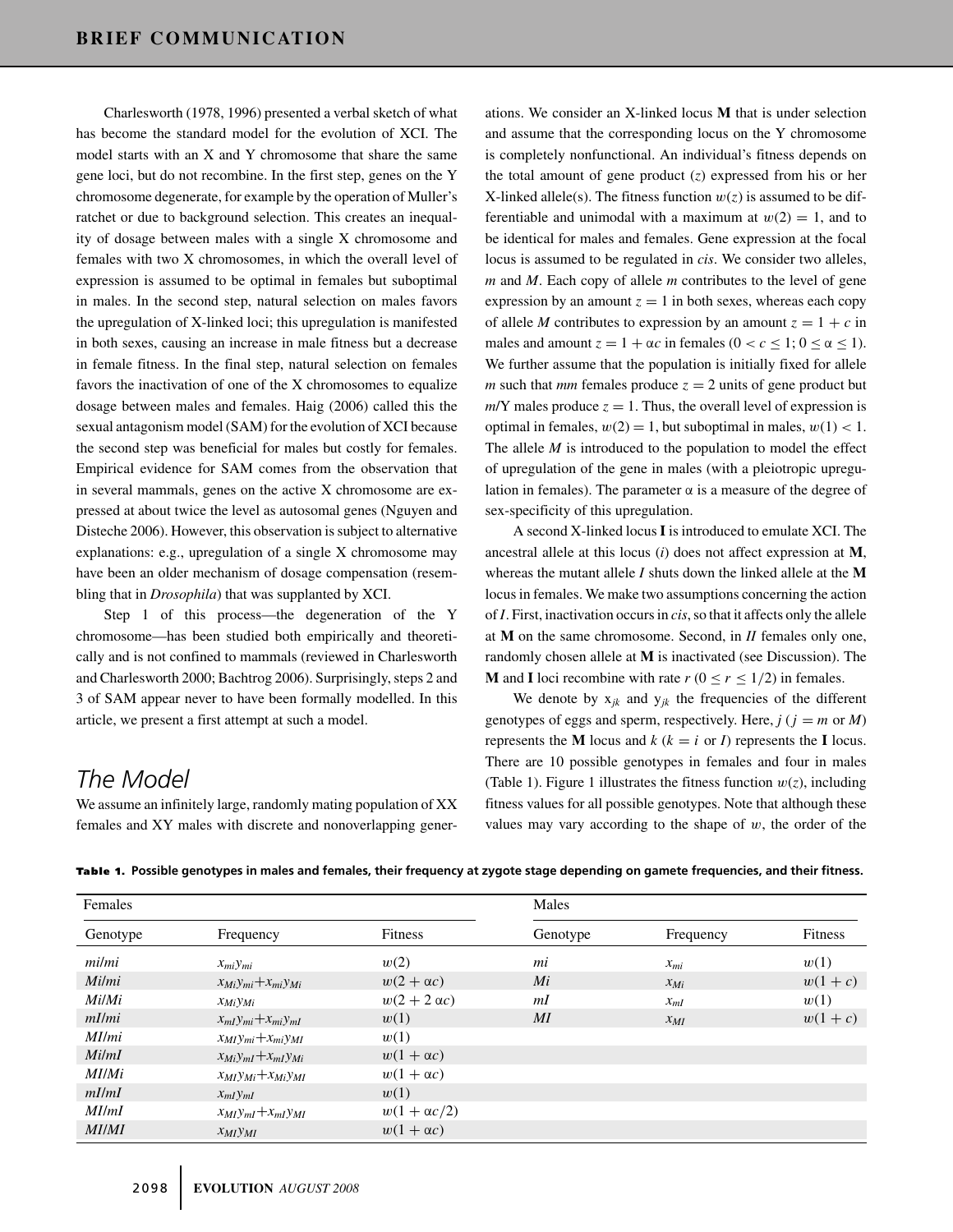Charlesworth (1978, 1996) presented a verbal sketch of what has become the standard model for the evolution of XCI. The model starts with an X and Y chromosome that share the same gene loci, but do not recombine. In the first step, genes on the Y chromosome degenerate, for example by the operation of Muller's ratchet or due to background selection. This creates an inequality of dosage between males with a single X chromosome and females with two X chromosomes, in which the overall level of expression is assumed to be optimal in females but suboptimal in males. In the second step, natural selection on males favors the upregulation of X-linked loci; this upregulation is manifested in both sexes, causing an increase in male fitness but a decrease in female fitness. In the final step, natural selection on females favors the inactivation of one of the X chromosomes to equalize dosage between males and females. Haig (2006) called this the sexual antagonism model (SAM) for the evolution of XCI because the second step was beneficial for males but costly for females. Empirical evidence for SAM comes from the observation that in several mammals, genes on the active X chromosome are expressed at about twice the level as autosomal genes (Nguyen and Disteche 2006). However, this observation is subject to alternative explanations: e.g., upregulation of a single X chromosome may have been an older mechanism of dosage compensation (resembling that in *Drosophila*) that was supplanted by XCI.

Step 1 of this process—the degeneration of the Y chromosome—has been studied both empirically and theoretically and is not confined to mammals (reviewed in Charlesworth and Charlesworth 2000; Bachtrog 2006). Surprisingly, steps 2 and 3 of SAM appear never to have been formally modelled. In this article, we present a first attempt at such a model.

## The Model

We assume an infinitely large, randomly mating population of XX females and XY males with discrete and nonoverlapping generations. We consider an X-linked locus **M** that is under selection and assume that the corresponding locus on the Y chromosome is completely nonfunctional. An individual's fitness depends on the total amount of gene product ($z$) expressed from his or her X-linked allele(s). The fitness function $w(z)$ is assumed to be differentiable and unimodal with a maximum at $w(2) = 1$, and to be identical for males and females. Gene expression at the focal locus is assumed to be regulated in *cis*. We consider two alleles, $m$ and $M$. Each copy of allele $m$ contributes to the level of gene expression by an amount $z = 1$ in both sexes, whereas each copy of allele $M$ contributes to expression by an amount $z = 1 + c$ in males and amount $z = 1 + \alpha c$ in females ($0 < c \leq 1$; $0 \leq \alpha \leq 1$). We further assume that the population is initially fixed for allele $m$ such that $mm$ females produce $z = 2$ units of gene product but $m$/Y males produce $z = 1$. Thus, the overall level of expression is optimal in females, $w(2) = 1$, but suboptimal in males, $w(1) < 1$. The allele $M$ is introduced to the population to model the effect of upregulation of the gene in males (with a pleiotropic upregulation in females). The parameter $\alpha$ is a measure of the degree of sex-specificity of this upregulation.

A second X-linked locus **I** is introduced to emulate XCI. The ancestral allele at this locus ($i$) does not affect expression at **M**, whereas the mutant allele $I$ shuts down the linked allele at the **M** locus in females. We make two assumptions concerning the action of $I$. First, inactivation occurs in *cis*, so that it affects only the allele at **M** on the same chromosome. Second, in $II$ females only one, randomly chosen allele at **M** is inactivated (see Discussion). The **M** and **I** loci recombine with rate $r$ ($0 \leq r \leq 1/2$) in females.

We denote by $x_{jk}$ and $y_{jk}$ the frequencies of the different genotypes of eggs and sperm, respectively. Here, $j$ ($j = m$ or $M$) represents the **M** locus and $k$ ($k = i$ or $I$) represents the **I** locus. There are 10 possible genotypes in females and four in males (Table 1). Figure 1 illustrates the fitness function $w(z)$, including fitness values for all possible genotypes. Note that although these values may vary according to the shape of $w$, the order of the

**Table 1. Possible genotypes in males and females, their frequency at zygote stage depending on gamete frequencies, and their fitness.**

| Females | | | Males | | |
|---|---|---|---|---|---|
| Genotype | Frequency | Fitness | Genotype | Frequency | Fitness |
| *mi/mi* | $x_{mi}y_{mi}$ | $w(2)$ | *mi* | $x_{mi}$ | $w(1)$ |
| *Mi/mi* | $x_{Mi}y_{mi}+x_{mi}y_{Mi}$ | $w(2+\alpha c)$ | *Mi* | $x_{Mi}$ | $w(1+c)$ |
| *Mi/Mi* | $x_{Mi}y_{Mi}$ | $w(2+2\,\alpha c)$ | *mI* | $x_{mI}$ | $w(1)$ |
| *mI/mi* | $x_{mI}y_{mi}+x_{mi}y_{mI}$ | $w(1)$ | *MI* | $x_{MI}$ | $w(1+c)$ |
| *MI/mi* | $x_{MI}y_{mi}+x_{mi}y_{MI}$ | $w(1)$ | | | |
| *Mi/mI* | $x_{Mi}y_{mI}+x_{mI}y_{Mi}$ | $w(1+\alpha c)$ | | | |
| *MI/Mi* | $x_{MI}y_{Mi}+x_{Mi}y_{MI}$ | $w(1+\alpha c)$ | | | |
| *mI/mI* | $x_{mI}y_{mI}$ | $w(1)$ | | | |
| *MI/mI* | $x_{MI}y_{mI}+x_{mI}y_{MI}$ | $w(1+\alpha c/2)$ | | | |
| *MI/MI* | $x_{MI}y_{MI}$ | $w(1+\alpha c)$ | | | |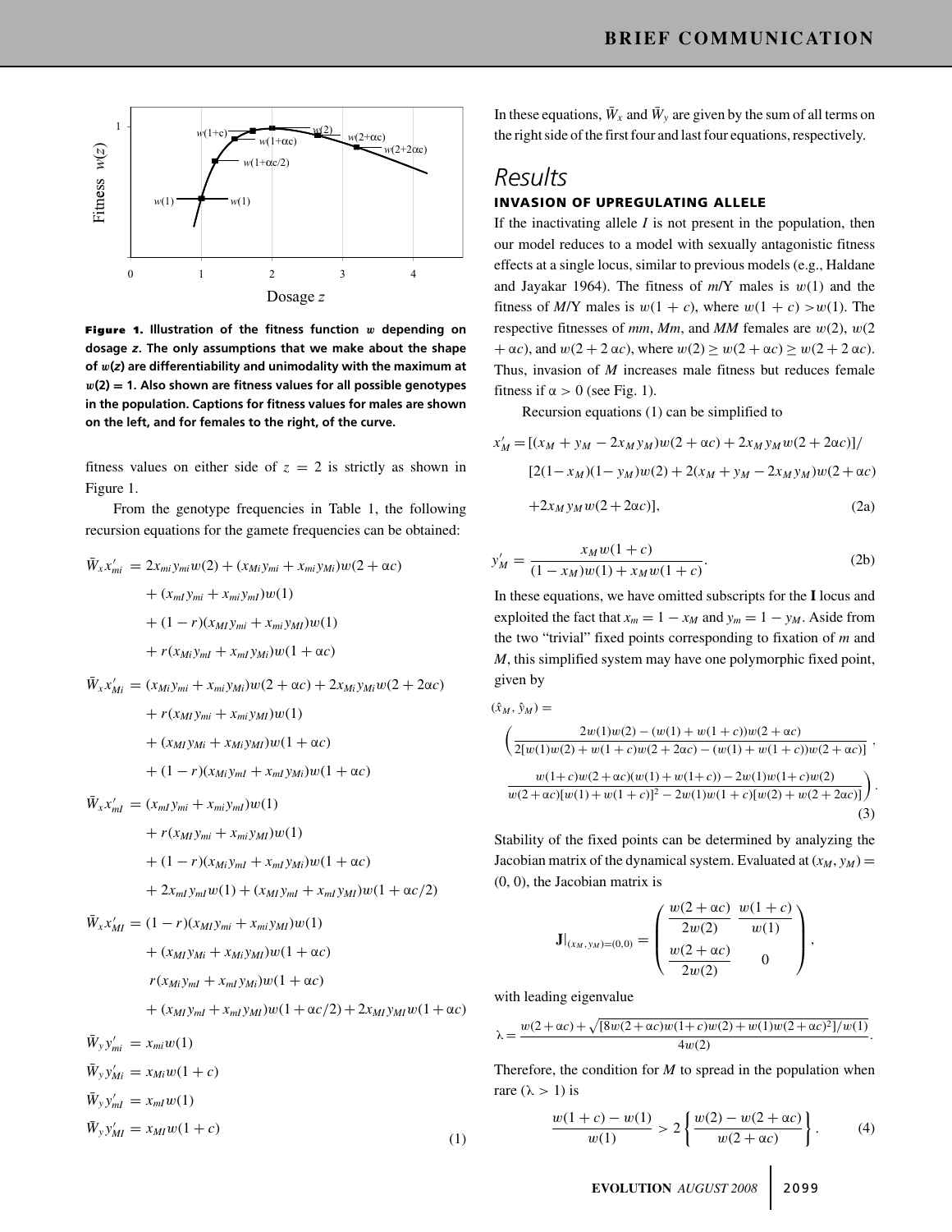**Figure 1.** **Illustration of the fitness function $w$ depending on dosage $z$. The only assumptions that we make about the shape of $w(z)$ are differentiability and unimodality with the maximum at $w(2) = 1$. Also shown are fitness values for all possible genotypes in the population. Captions for fitness values for males are shown on the left, and for females to the right, of the curve.**

fitness values on either side of $z = 2$ is strictly as shown in Figure 1.

From the genotype frequencies in Table 1, the following recursion equations for the gamete frequencies can be obtained:

$$
\begin{aligned}
\bar{W}_x x'_{mi} &= 2x_{mi}y_{mi}w(2) + (x_{Mi}y_{mi} + x_{mi}y_{Mi})w(2+\alpha c) \\
&\quad + (x_{mI}y_{mi} + x_{mi}y_{mI})w(1) \\
&\quad + (1-r)(x_{MI}y_{mi} + x_{mi}y_{MI})w(1) \\
&\quad + r(x_{Mi}y_{mI} + x_{mI}y_{Mi})w(1+\alpha c) \\
\bar{W}_x x'_{Mi} &= (x_{Mi}y_{mi} + x_{mi}y_{Mi})w(2+\alpha c) + 2x_{Mi}y_{Mi}w(2+2\alpha c) \\
&\quad + r(x_{MI}y_{mi} + x_{mi}y_{MI})w(1) \\
&\quad + (x_{MI}y_{Mi} + x_{Mi}y_{MI})w(1+\alpha c) \\
&\quad + (1-r)(x_{Mi}y_{mI} + x_{mI}y_{Mi})w(1+\alpha c) \\
\bar{W}_x x'_{mI} &= (x_{mI}y_{mi} + x_{mi}y_{mI})w(1) \\
&\quad + r(x_{MI}y_{mi} + x_{mi}y_{MI})w(1) \\
&\quad + (1-r)(x_{Mi}y_{mI} + x_{mI}y_{Mi})w(1+\alpha c) \\
&\quad + 2x_{mI}y_{mI}w(1) + (x_{MI}y_{mI} + x_{mI}y_{MI})w(1+\alpha c/2) \\
\bar{W}_x x'_{MI} &= (1-r)(x_{MI}y_{mi} + x_{mi}y_{MI})w(1) \\
&\quad + (x_{MI}y_{Mi} + x_{Mi}y_{MI})w(1+\alpha c) \\
&\quad r(x_{Mi}y_{mI} + x_{mI}y_{Mi})w(1+\alpha c) \\
&\quad + (x_{MI}y_{mI} + x_{mI}y_{MI})w(1+\alpha c/2) + 2x_{MI}y_{MI}w(1+\alpha c) \\
\bar{W}_y y'_{mi} &= x_{mi}w(1) \\
\bar{W}_y y'_{Mi} &= x_{Mi}w(1+c) \\
\bar{W}_y y'_{mI} &= x_{mI}w(1) \\
\bar{W}_y y'_{MI} &= x_{MI}w(1+c)
\end{aligned}
\tag{1}
$$

In these equations, $\bar{W}_x$ and $\bar{W}_y$ are given by the sum of all terms on the right side of the first four and last four equations, respectively.

## Results

### INVASION OF UPREGULATING ALLELE

If the inactivating allele $I$ is not present in the population, then our model reduces to a model with sexually antagonistic fitness effects at a single locus, similar to previous models (e.g., Haldane and Jayakar 1964). The fitness of $m$/Y males is $w(1)$ and the fitness of $M$/Y males is $w(1+c)$, where $w(1+c) > w(1)$. The respective fitnesses of $mm$, $Mm$, and $MM$ females are $w(2)$, $w(2+\alpha c)$, and $w(2+2\alpha c)$, where $w(2) \geq w(2+\alpha c) \geq w(2+2\alpha c)$. Thus, invasion of $M$ increases male fitness but reduces female fitness if $\alpha > 0$ (see Fig. 1).

Recursion equations (1) can be simplified to

$$
\begin{aligned}
x'_M = {} & [(x_M + y_M - 2x_M y_M)w(2+\alpha c) + 2x_M y_M w(2+2\alpha c)]/ \\
& [2(1-x_M)(1-y_M)w(2) + 2(x_M + y_M - 2x_M y_M)w(2+\alpha c) \\
& + 2x_M y_M w(2+2\alpha c)],
\end{aligned}
\tag{2a}
$$

$$
y'_M = \frac{x_M w(1+c)}{(1-x_M)w(1) + x_M w(1+c)}. \tag{2b}
$$

In these equations, we have omitted subscripts for the **I** locus and exploited the fact that $x_m = 1 - x_M$ and $y_m = 1 - y_M$. Aside from the two "trivial" fixed points corresponding to fixation of $m$ and $M$, this simplified system may have one polymorphic fixed point, given by

$$
(\hat{x}_M, \hat{y}_M) = \left( \frac{2w(1)w(2) - (w(1) + w(1+c))w(2+\alpha c)}{2[w(1)w(2) + w(1+c)w(2+2\alpha c) - (w(1) + w(1+c))w(2+\alpha c)]}, \right.
$$
$$
\left. \frac{w(1+c)w(2+\alpha c)(w(1) + w(1+c)) - 2w(1)w(1+c)w(2)}{w(2+\alpha c)[w(1) + w(1+c)]^2 - 2w(1)w(1+c)[w(2) + w(2+2\alpha c)]} \right). \tag{3}
$$

Stability of the fixed points can be determined by analyzing the Jacobian matrix of the dynamical system. Evaluated at $(x_M, y_M) = (0, 0)$, the Jacobian matrix is

$$
\mathbf{J}|_{(x_M, y_M)=(0,0)} = \begin{pmatrix} \dfrac{w(2+\alpha c)}{2w(2)} & \dfrac{w(1+c)}{w(1)} \\ \dfrac{w(2+\alpha c)}{2w(2)} & 0 \end{pmatrix},
$$

with leading eigenvalue

$$
\lambda = \frac{w(2+\alpha c) + \sqrt{[8w(2+\alpha c)w(1+c)w(2) + w(1)w(2+\alpha c)^2]/w(1)}}{4w(2)}.
$$

Therefore, the condition for $M$ to spread in the population when rare ($\lambda > 1$) is

$$
\frac{w(1+c) - w(1)}{w(1)} > 2\left\{\frac{w(2) - w(2+\alpha c)}{w(2+\alpha c)}\right\}. \tag{4}
$$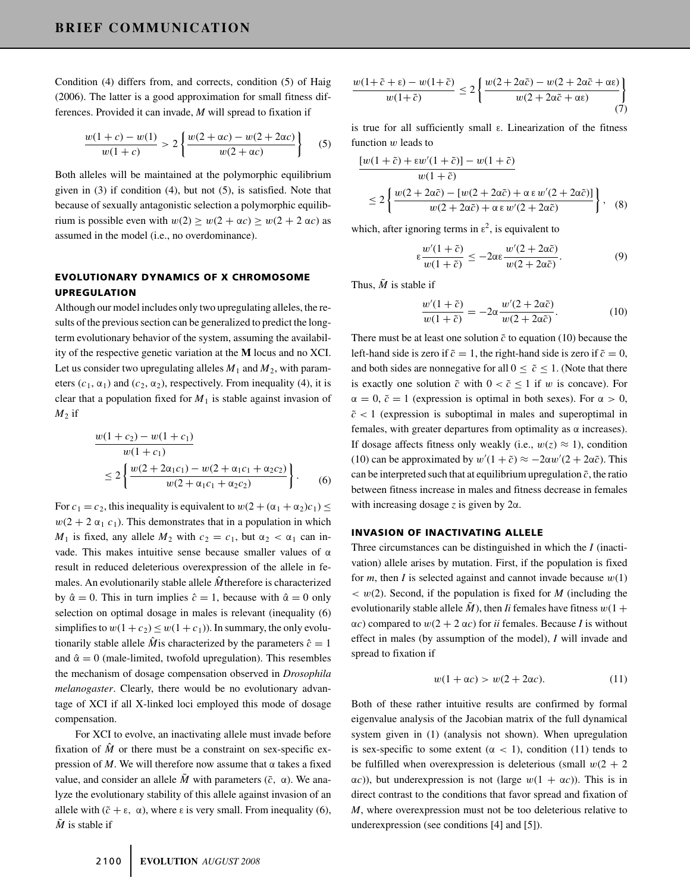Condition (4) differs from, and corrects, condition (5) of Haig (2006). The latter is a good approximation for small fitness differences. Provided it can invade, $M$ will spread to fixation if

$$\frac{w(1+c)-w(1)}{w(1+c)} > 2\left\{\frac{w(2+\alpha c)-w(2+2\alpha c)}{w(2+\alpha c)}\right\} \quad (5)$$

Both alleles will be maintained at the polymorphic equilibrium given in (3) if condition (4), but not (5), is satisfied. Note that because of sexually antagonistic selection a polymorphic equilibrium is possible even with $w(2) \geq w(2+\alpha c) \geq w(2+2\,\alpha c)$ as assumed in the model (i.e., no overdominance).

## EVOLUTIONARY DYNAMICS OF X CHROMOSOME UPREGULATION

Although our model includes only two upregulating alleles, the results of the previous section can be generalized to predict the long-term evolutionary behavior of the system, assuming the availability of the respective genetic variation at the **M** locus and no XCI. Let us consider two upregulating alleles $M_1$ and $M_2$, with parameters $(c_1, \alpha_1)$ and $(c_2, \alpha_2)$, respectively. From inequality (4), it is clear that a population fixed for $M_1$ is stable against invasion of $M_2$ if

$$\frac{w(1+c_2)-w(1+c_1)}{w(1+c_1)} \leq 2\left\{\frac{w(2+2\alpha_1 c_1)-w(2+\alpha_1 c_1+\alpha_2 c_2)}{w(2+\alpha_1 c_1+\alpha_2 c_2)}\right\}. \quad (6)$$

For $c_1 = c_2$, this inequality is equivalent to $w(2+(\alpha_1+\alpha_2)c_1) \leq w(2+2\,\alpha_1\,c_1)$. This demonstrates that in a population in which $M_1$ is fixed, any allele $M_2$ with $c_2 = c_1$, but $\alpha_2 < \alpha_1$ can invade. This makes intuitive sense because smaller values of $\alpha$ result in reduced deleterious overexpression of the allele in females. An evolutionarily stable allele $\hat{M}$ therefore is characterized by $\hat{\alpha} = 0$. This in turn implies $\hat{c} = 1$, because with $\hat{\alpha} = 0$ only selection on optimal dosage in males is relevant (inequality (6) simplifies to $w(1+c_2) \leq w(1+c_1)$). In summary, the only evolutionarily stable allele $\hat{M}$ is characterized by the parameters $\hat{c} = 1$ and $\hat{\alpha} = 0$ (male-limited, twofold upregulation). This resembles the mechanism of dosage compensation observed in *Drosophila melanogaster*. Clearly, there would be no evolutionary advantage of XCI if all X-linked loci employed this mode of dosage compensation.

For XCI to evolve, an inactivating allele must invade before fixation of $\hat{M}$ or there must be a constraint on sex-specific expression of $M$. We will therefore now assume that $\alpha$ takes a fixed value, and consider an allele $\tilde{M}$ with parameters $(\tilde{c}, \alpha)$. We analyze the evolutionary stability of this allele against invasion of an allele with $(\tilde{c}+\varepsilon, \alpha)$, where $\varepsilon$ is very small. From inequality (6), $\tilde{M}$ is stable if

$$\frac{w(1+\tilde{c}+\varepsilon)-w(1+\tilde{c})}{w(1+\tilde{c})} \leq 2\left\{\frac{w(2+2\alpha\tilde{c})-w(2+2\alpha\tilde{c}+\alpha\varepsilon)}{w(2+2\alpha\tilde{c}+\alpha\varepsilon)}\right\} \quad (7)$$

is true for all sufficiently small $\varepsilon$. Linearization of the fitness function $w$ leads to

$$\frac{[w(1+\tilde{c})+\varepsilon w'(1+\tilde{c})]-w(1+\tilde{c})}{w(1+\tilde{c})} \leq 2\left\{\frac{w(2+2\alpha\tilde{c})-[w(2+2\alpha\tilde{c})+\alpha\,\varepsilon\,w'(2+2\alpha\tilde{c})]}{w(2+2\alpha\tilde{c})+\alpha\,\varepsilon\,w'(2+2\alpha\tilde{c})}\right\}, \quad (8)$$

which, after ignoring terms in $\varepsilon^2$, is equivalent to

$$\varepsilon\frac{w'(1+\tilde{c})}{w(1+\tilde{c})} \leq -2\alpha\varepsilon\frac{w'(2+2\alpha\tilde{c})}{w(2+2\alpha\tilde{c})}. \quad (9)$$

Thus, $\tilde{M}$ is stable if

$$\frac{w'(1+\tilde{c})}{w(1+\tilde{c})} = -2\alpha\frac{w'(2+2\alpha\tilde{c})}{w(2+2\alpha\tilde{c})}. \quad (10)$$

There must be at least one solution $\tilde{c}$ to equation (10) because the left-hand side is zero if $\tilde{c} = 1$, the right-hand side is zero if $\tilde{c} = 0$, and both sides are nonnegative for all $0 \leq \tilde{c} \leq 1$. (Note that there is exactly one solution $\tilde{c}$ with $0 < \tilde{c} \leq 1$ if $w$ is concave). For $\alpha = 0$, $\tilde{c} = 1$ (expression is optimal in both sexes). For $\alpha > 0$, $\tilde{c} < 1$ (expression is suboptimal in males and superoptimal in females, with greater departures from optimality as $\alpha$ increases). If dosage affects fitness only weakly (i.e., $w(z) \approx 1$), condition (10) can be approximated by $w'(1+\tilde{c}) \approx -2\alpha w'(2+2\alpha\tilde{c})$. This can be interpreted such that at equilibrium upregulation $\tilde{c}$, the ratio between fitness increase in males and fitness decrease in females with increasing dosage $z$ is given by $2\alpha$.

### INVASION OF INACTIVATING ALLELE

Three circumstances can be distinguished in which the $I$ (inactivation) allele arises by mutation. First, if the population is fixed for $m$, then $I$ is selected against and cannot invade because $w(1) < w(2)$. Second, if the population is fixed for $M$ (including the evolutionarily stable allele $\tilde{M}$), then $Ii$ females have fitness $w(1+\alpha c)$ compared to $w(2+2\,\alpha c)$ for $ii$ females. Because $I$ is without effect in males (by assumption of the model), $I$ will invade and spread to fixation if

$$w(1+\alpha c) > w(2+2\alpha c). \quad (11)$$

Both of these rather intuitive results are confirmed by formal eigenvalue analysis of the Jacobian matrix of the full dynamical system given in (1) (analysis not shown). When upregulation is sex-specific to some extent ($\alpha < 1$), condition (11) tends to be fulfilled when overexpression is deleterious (small $w(2+2\,\alpha c)$), but underexpression is not (large $w(1+\alpha c)$). This is in direct contrast to the conditions that favor spread and fixation of $M$, where overexpression must not be too deleterious relative to underexpression (see conditions [4] and [5]).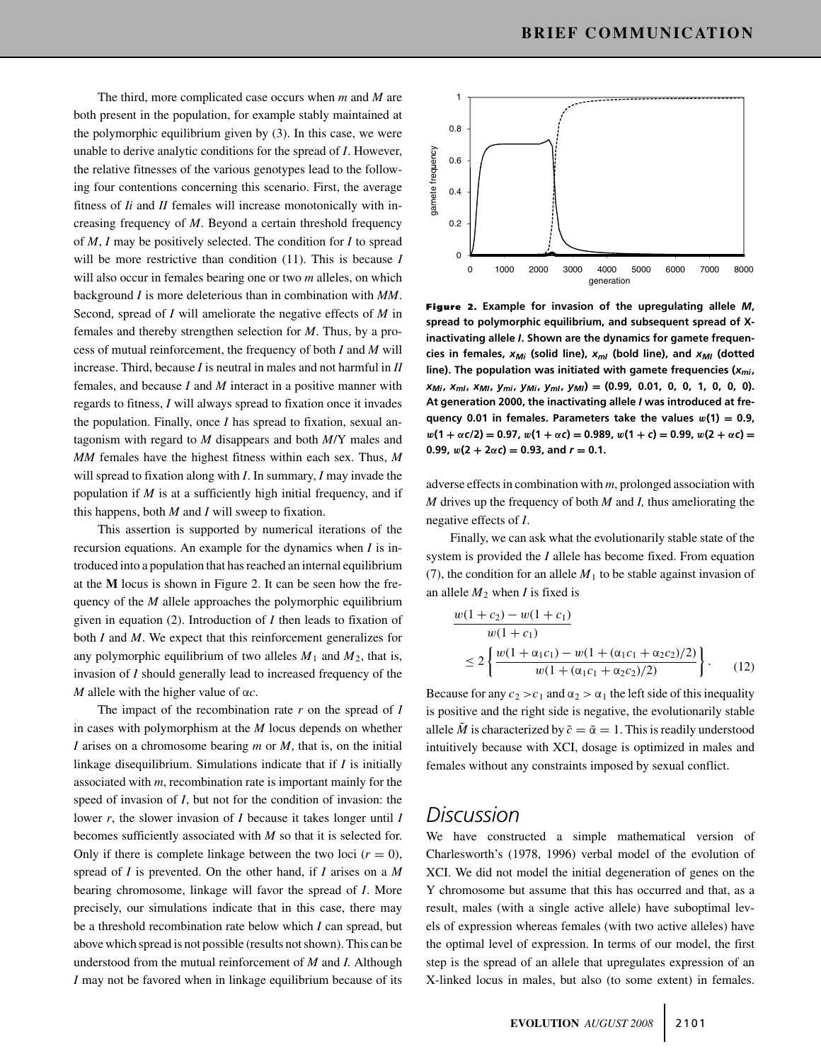The third, more complicated case occurs when $m$ and $M$ are both present in the population, for example stably maintained at the polymorphic equilibrium given by (3). In this case, we were unable to derive analytic conditions for the spread of $I$. However, the relative fitnesses of the various genotypes lead to the following four contentions concerning this scenario. First, the average fitness of $Ii$ and $II$ females will increase monotonically with increasing frequency of $M$. Beyond a certain threshold frequency of $M$, $I$ may be positively selected. The condition for $I$ to spread will be more restrictive than condition (11). This is because $I$ will also occur in females bearing one or two $m$ alleles, on which background $I$ is more deleterious than in combination with $MM$. Second, spread of $I$ will ameliorate the negative effects of $M$ in females and thereby strengthen selection for $M$. Thus, by a process of mutual reinforcement, the frequency of both $I$ and $M$ will increase. Third, because $I$ is neutral in males and not harmful in $II$ females, and because $I$ and $M$ interact in a positive manner with regards to fitness, $I$ will always spread to fixation once it invades the population. Finally, once $I$ has spread to fixation, sexual antagonism with regard to $M$ disappears and both $M$/Y males and $MM$ females have the highest fitness within each sex. Thus, $M$ will spread to fixation along with $I$. In summary, $I$ may invade the population if $M$ is at a sufficiently high initial frequency, and if this happens, both $M$ and $I$ will sweep to fixation.

This assertion is supported by numerical iterations of the recursion equations. An example for the dynamics when $I$ is introduced into a population that has reached an internal equilibrium at the **M** locus is shown in Figure 2. It can be seen how the frequency of the $M$ allele approaches the polymorphic equilibrium given in equation (2). Introduction of $I$ then leads to fixation of both $I$ and $M$. We expect that this reinforcement generalizes for any polymorphic equilibrium of two alleles $M_1$ and $M_2$, that is, invasion of $I$ should generally lead to increased frequency of the $M$ allele with the higher value of $\alpha c$.

The impact of the recombination rate $r$ on the spread of $I$ in cases with polymorphism at the $M$ locus depends on whether $I$ arises on a chromosome bearing $m$ or $M$, that is, on the initial linkage disequilibrium. Simulations indicate that if $I$ is initially associated with $m$, recombination rate is important mainly for the speed of invasion of $I$, but not for the condition of invasion: the lower $r$, the slower invasion of $I$ because it takes longer until $I$ becomes sufficiently associated with $M$ so that it is selected for. Only if there is complete linkage between the two loci ($r = 0$), spread of $I$ is prevented. On the other hand, if $I$ arises on a $M$ bearing chromosome, linkage will favor the spread of $I$. More precisely, our simulations indicate that in this case, there may be a threshold recombination rate below which $I$ can spread, but above which spread is not possible (results not shown). This can be understood from the mutual reinforcement of $M$ and $I$. Although $I$ may not be favored when in linkage equilibrium because of its adverse effects in combination with $m$, prolonged association with $M$ drives up the frequency of both $M$ and $I$, thus ameliorating the negative effects of $I$.

1
0.8
0.6
0.4
0.2
0
gamete frequency
0 1000 2000 3000 4000 5000 6000 7000 8000
generation

**Figure 2. Example for invasion of the upregulating allele $M$, spread to polymorphic equilibrium, and subsequent spread of X-inactivating allele $I$. Shown are the dynamics for gamete frequencies in females, $x_{Mi}$ (solid line), $x_{mI}$ (bold line), and $x_{MI}$ (dotted line). The population was initiated with gamete frequencies ($x_{mi}$, $x_{Mi}$, $x_{mI}$, $x_{MI}$, $y_{mi}$, $y_{Mi}$, $y_{mI}$, $y_{MI}$) = (0.99, 0.01, 0, 0, 1, 0, 0, 0). At generation 2000, the inactivating allele $I$ was introduced at frequency 0.01 in females. Parameters take the values $w(1) = 0.9$, $w(1 + \alpha c/2) = 0.97$, $w(1 + \alpha c) = 0.989$, $w(1 + c) = 0.99$, $w(2 + \alpha c) = 0.99$, $w(2 + 2\alpha c) = 0.93$, and $r = 0.1$.**

Finally, we can ask what the evolutionarily stable state of the system is provided the $I$ allele has become fixed. From equation (7), the condition for an allele $M_1$ to be stable against invasion of an allele $M_2$ when $I$ is fixed is

$$\frac{w(1 + c_2) - w(1 + c_1)}{w(1 + c_1)} \leq 2\left\{\frac{w(1 + \alpha_1 c_1) - w(1 + (\alpha_1 c_1 + \alpha_2 c_2)/2)}{w(1 + (\alpha_1 c_1 + \alpha_2 c_2)/2)}\right\}. \quad (12)$$

Because for any $c_2 > c_1$ and $\alpha_2 > \alpha_1$ the left side of this inequality is positive and the right side is negative, the evolutionarily stable allele $\tilde{M}$ is characterized by $\tilde{c} = \tilde{\alpha} = 1$. This is readily understood intuitively because with XCI, dosage is optimized in males and females without any constraints imposed by sexual conflict.

## Discussion

We have constructed a simple mathematical version of Charlesworth's (1978, 1996) verbal model of the evolution of XCI. We did not model the initial degeneration of genes on the Y chromosome but assume that this has occurred and that, as a result, males (with a single active allele) have suboptimal levels of expression whereas females (with two active alleles) have the optimal level of expression. In terms of our model, the first step is the spread of an allele that upregulates expression of an X-linked locus in males, but also (to some extent) in females.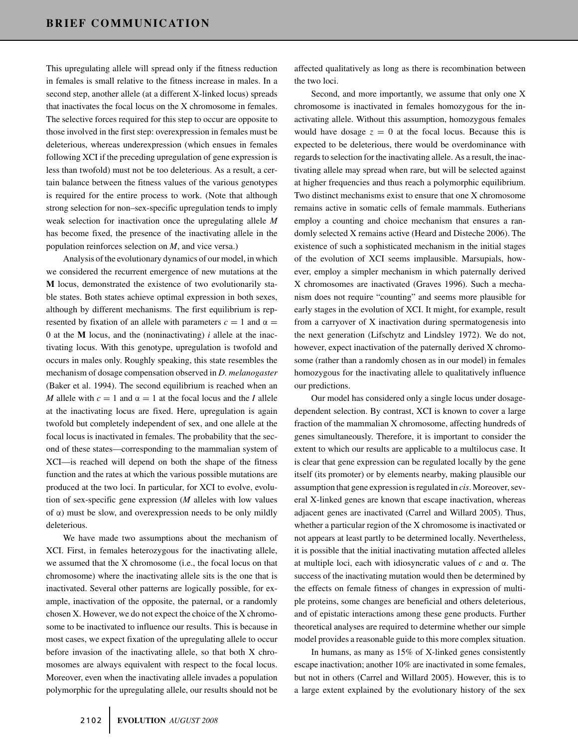This upregulating allele will spread only if the fitness reduction in females is small relative to the fitness increase in males. In a second step, another allele (at a different X-linked locus) spreads that inactivates the focal locus on the X chromosome in females. The selective forces required for this step to occur are opposite to those involved in the first step: overexpression in females must be deleterious, whereas underexpression (which ensues in females following XCI if the preceding upregulation of gene expression is less than twofold) must not be too deleterious. As a result, a certain balance between the fitness values of the various genotypes is required for the entire process to work. (Note that although strong selection for non–sex-specific upregulation tends to imply weak selection for inactivation once the upregulating allele $M$ has become fixed, the presence of the inactivating allele in the population reinforces selection on $M$, and vice versa.)

Analysis of the evolutionary dynamics of our model, in which we considered the recurrent emergence of new mutations at the **M** locus, demonstrated the existence of two evolutionarily stable states. Both states achieve optimal expression in both sexes, although by different mechanisms. The first equilibrium is represented by fixation of an allele with parameters $c = 1$ and $\alpha = 0$ at the **M** locus, and the (noninactivating) $i$ allele at the inactivating locus. With this genotype, upregulation is twofold and occurs in males only. Roughly speaking, this state resembles the mechanism of dosage compensation observed in *D. melanogaster* (Baker et al. 1994). The second equilibrium is reached when an $M$ allele with $c = 1$ and $\alpha = 1$ at the focal locus and the $I$ allele at the inactivating locus are fixed. Here, upregulation is again twofold but completely independent of sex, and one allele at the focal locus is inactivated in females. The probability that the second of these states—corresponding to the mammalian system of XCI—is reached will depend on both the shape of the fitness function and the rates at which the various possible mutations are produced at the two loci. In particular, for XCI to evolve, evolution of sex-specific gene expression ($M$ alleles with low values of $\alpha$) must be slow, and overexpression needs to be only mildly deleterious.

We have made two assumptions about the mechanism of XCI. First, in females heterozygous for the inactivating allele, we assumed that the X chromosome (i.e., the focal locus on that chromosome) where the inactivating allele sits is the one that is inactivated. Several other patterns are logically possible, for example, inactivation of the opposite, the paternal, or a randomly chosen X. However, we do not expect the choice of the X chromosome to be inactivated to influence our results. This is because in most cases, we expect fixation of the upregulating allele to occur before invasion of the inactivating allele, so that both X chromosomes are always equivalent with respect to the focal locus. Moreover, even when the inactivating allele invades a population polymorphic for the upregulating allele, our results should not be affected qualitatively as long as there is recombination between the two loci.

Second, and more importantly, we assume that only one X chromosome is inactivated in females homozygous for the inactivating allele. Without this assumption, homozygous females would have dosage $z = 0$ at the focal locus. Because this is expected to be deleterious, there would be overdominance with regards to selection for the inactivating allele. As a result, the inactivating allele may spread when rare, but will be selected against at higher frequencies and thus reach a polymorphic equilibrium. Two distinct mechanisms exist to ensure that one X chromosome remains active in somatic cells of female mammals. Eutherians employ a counting and choice mechanism that ensures a randomly selected X remains active (Heard and Disteche 2006). The existence of such a sophisticated mechanism in the initial stages of the evolution of XCI seems implausible. Marsupials, however, employ a simpler mechanism in which paternally derived X chromosomes are inactivated (Graves 1996). Such a mechanism does not require "counting" and seems more plausible for early stages in the evolution of XCI. It might, for example, result from a carryover of X inactivation during spermatogenesis into the next generation (Lifschytz and Lindsley 1972). We do not, however, expect inactivation of the paternally derived X chromosome (rather than a randomly chosen as in our model) in females homozygous for the inactivating allele to qualitatively influence our predictions.

Our model has considered only a single locus under dosage-dependent selection. By contrast, XCI is known to cover a large fraction of the mammalian X chromosome, affecting hundreds of genes simultaneously. Therefore, it is important to consider the extent to which our results are applicable to a multilocus case. It is clear that gene expression can be regulated locally by the gene itself (its promoter) or by elements nearby, making plausible our assumption that gene expression is regulated in *cis*. Moreover, several X-linked genes are known that escape inactivation, whereas adjacent genes are inactivated (Carrel and Willard 2005). Thus, whether a particular region of the X chromosome is inactivated or not appears at least partly to be determined locally. Nevertheless, it is possible that the initial inactivating mutation affected alleles at multiple loci, each with idiosyncratic values of $c$ and $\alpha$. The success of the inactivating mutation would then be determined by the effects on female fitness of changes in expression of multiple proteins, some changes are beneficial and others deleterious, and of epistatic interactions among these gene products. Further theoretical analyses are required to determine whether our simple model provides a reasonable guide to this more complex situation.

In humans, as many as 15% of X-linked genes consistently escape inactivation; another 10% are inactivated in some females, but not in others (Carrel and Willard 2005). However, this is to a large extent explained by the evolutionary history of the sex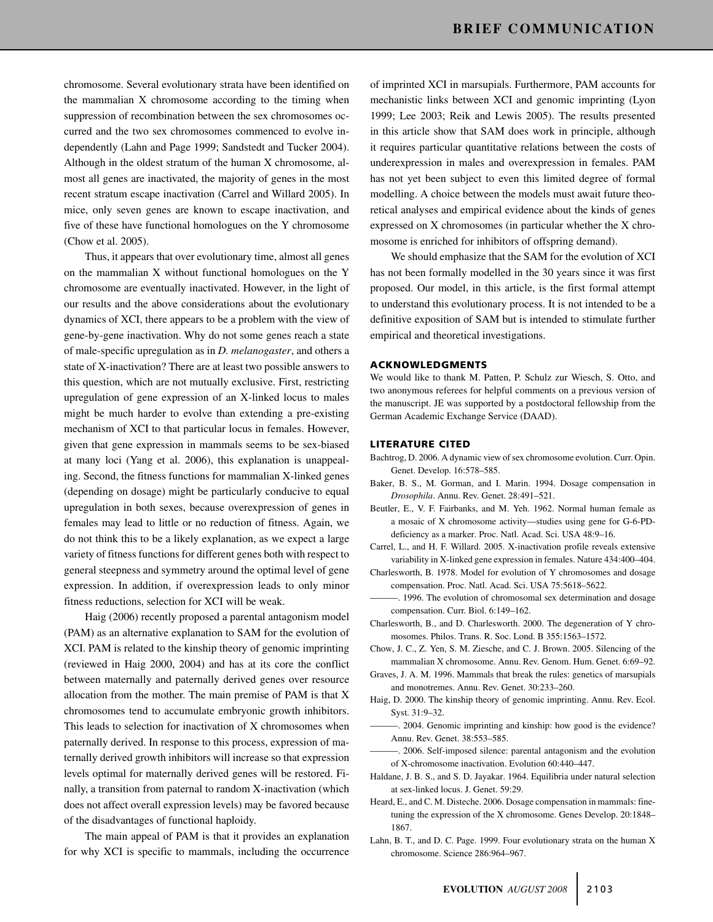chromosome. Several evolutionary strata have been identified on the mammalian X chromosome according to the timing when suppression of recombination between the sex chromosomes occurred and the two sex chromosomes commenced to evolve independently (Lahn and Page 1999; Sandstedt and Tucker 2004). Although in the oldest stratum of the human X chromosome, almost all genes are inactivated, the majority of genes in the most recent stratum escape inactivation (Carrel and Willard 2005). In mice, only seven genes are known to escape inactivation, and five of these have functional homologues on the Y chromosome (Chow et al. 2005).

Thus, it appears that over evolutionary time, almost all genes on the mammalian X without functional homologues on the Y chromosome are eventually inactivated. However, in the light of our results and the above considerations about the evolutionary dynamics of XCI, there appears to be a problem with the view of gene-by-gene inactivation. Why do not some genes reach a state of male-specific upregulation as in *D. melanogaster*, and others a state of X-inactivation? There are at least two possible answers to this question, which are not mutually exclusive. First, restricting upregulation of gene expression of an X-linked locus to males might be much harder to evolve than extending a pre-existing mechanism of XCI to that particular locus in females. However, given that gene expression in mammals seems to be sex-biased at many loci (Yang et al. 2006), this explanation is unappealing. Second, the fitness functions for mammalian X-linked genes (depending on dosage) might be particularly conducive to equal upregulation in both sexes, because overexpression of genes in females may lead to little or no reduction of fitness. Again, we do not think this to be a likely explanation, as we expect a large variety of fitness functions for different genes both with respect to general steepness and symmetry around the optimal level of gene expression. In addition, if overexpression leads to only minor fitness reductions, selection for XCI will be weak.

Haig (2006) recently proposed a parental antagonism model (PAM) as an alternative explanation to SAM for the evolution of XCI. PAM is related to the kinship theory of genomic imprinting (reviewed in Haig 2000, 2004) and has at its core the conflict between maternally and paternally derived genes over resource allocation from the mother. The main premise of PAM is that X chromosomes tend to accumulate embryonic growth inhibitors. This leads to selection for inactivation of X chromosomes when paternally derived. In response to this process, expression of maternally derived growth inhibitors will increase so that expression levels optimal for maternally derived genes will be restored. Finally, a transition from paternal to random X-inactivation (which does not affect overall expression levels) may be favored because of the disadvantages of functional haploidy.

The main appeal of PAM is that it provides an explanation for why XCI is specific to mammals, including the occurrence of imprinted XCI in marsupials. Furthermore, PAM accounts for mechanistic links between XCI and genomic imprinting (Lyon 1999; Lee 2003; Reik and Lewis 2005). The results presented in this article show that SAM does work in principle, although it requires particular quantitative relations between the costs of underexpression in males and overexpression in females. PAM has not yet been subject to even this limited degree of formal modelling. A choice between the models must await future theoretical analyses and empirical evidence about the kinds of genes expressed on X chromosomes (in particular whether the X chromosome is enriched for inhibitors of offspring demand).

We should emphasize that the SAM for the evolution of XCI has not been formally modelled in the 30 years since it was first proposed. Our model, in this article, is the first formal attempt to understand this evolutionary process. It is not intended to be a definitive exposition of SAM but is intended to stimulate further empirical and theoretical investigations.

## ACKNOWLEDGMENTS

We would like to thank M. Patten, P. Schulz zur Wiesch, S. Otto, and two anonymous referees for helpful comments on a previous version of the manuscript. JE was supported by a postdoctoral fellowship from the German Academic Exchange Service (DAAD).

## LITERATURE CITED

Bachtrog, D. 2006. A dynamic view of sex chromosome evolution. Curr. Opin. Genet. Develop. 16:578–585.

Baker, B. S., M. Gorman, and I. Marin. 1994. Dosage compensation in *Drosophila*. Annu. Rev. Genet. 28:491–521.

Beutler, E., V. F. Fairbanks, and M. Yeh. 1962. Normal human female as a mosaic of X chromosome activity—studies using gene for G-6-PD-deficiency as a marker. Proc. Natl. Acad. Sci. USA 48:9–16.

Carrel, L., and H. F. Willard. 2005. X-inactivation profile reveals extensive variability in X-linked gene expression in females. Nature 434:400–404.

Charlesworth, B. 1978. Model for evolution of Y chromosomes and dosage compensation. Proc. Natl. Acad. Sci. USA 75:5618–5622.

———. 1996. The evolution of chromosomal sex determination and dosage compensation. Curr. Biol. 6:149–162.

Charlesworth, B., and D. Charlesworth. 2000. The degeneration of Y chromosomes. Philos. Trans. R. Soc. Lond. B 355:1563–1572.

Chow, J. C., Z. Yen, S. M. Ziesche, and C. J. Brown. 2005. Silencing of the mammalian X chromosome. Annu. Rev. Genom. Hum. Genet. 6:69–92.

Graves, J. A. M. 1996. Mammals that break the rules: genetics of marsupials and monotremes. Annu. Rev. Genet. 30:233–260.

Haig, D. 2000. The kinship theory of genomic imprinting. Annu. Rev. Ecol. Syst. 31:9–32.

———. 2004. Genomic imprinting and kinship: how good is the evidence? Annu. Rev. Genet. 38:553–585.

———. 2006. Self-imposed silence: parental antagonism and the evolution of X-chromosome inactivation. Evolution 60:440–447.

Haldane, J. B. S., and S. D. Jayakar. 1964. Equilibria under natural selection at sex-linked locus. J. Genet. 59:29.

Heard, E., and C. M. Disteche. 2006. Dosage compensation in mammals: fine-tuning the expression of the X chromosome. Genes Develop. 20:1848–1867.

Lahn, B. T., and D. C. Page. 1999. Four evolutionary strata on the human X chromosome. Science 286:964–967.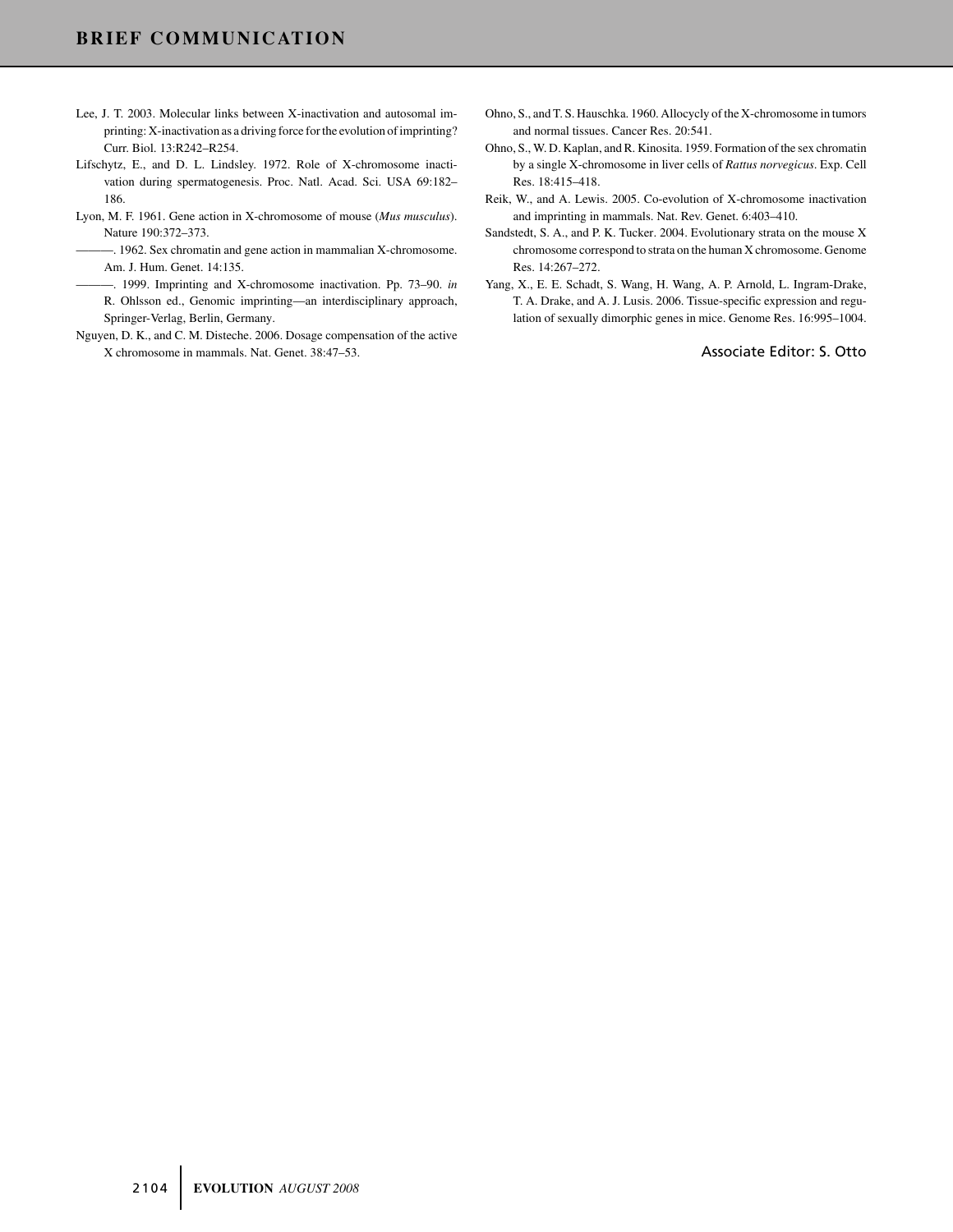Lee, J. T. 2003. Molecular links between X-inactivation and autosomal imprinting: X-inactivation as a driving force for the evolution of imprinting? Curr. Biol. 13:R242–R254.

Lifschytz, E., and D. L. Lindsley. 1972. Role of X-chromosome inactivation during spermatogenesis. Proc. Natl. Acad. Sci. USA 69:182–186.

Lyon, M. F. 1961. Gene action in X-chromosome of mouse (*Mus musculus*). Nature 190:372–373.

———. 1962. Sex chromatin and gene action in mammalian X-chromosome. Am. J. Hum. Genet. 14:135.

———. 1999. Imprinting and X-chromosome inactivation. Pp. 73–90. *in* R. Ohlsson ed., Genomic imprinting—an interdisciplinary approach, Springer-Verlag, Berlin, Germany.

Nguyen, D. K., and C. M. Disteche. 2006. Dosage compensation of the active X chromosome in mammals. Nat. Genet. 38:47–53.

Ohno, S., and T. S. Hauschka. 1960. Allocycly of the X-chromosome in tumors and normal tissues. Cancer Res. 20:541.

Ohno, S., W. D. Kaplan, and R. Kinosita. 1959. Formation of the sex chromatin by a single X-chromosome in liver cells of *Rattus norvegicus*. Exp. Cell Res. 18:415–418.

Reik, W., and A. Lewis. 2005. Co-evolution of X-chromosome inactivation and imprinting in mammals. Nat. Rev. Genet. 6:403–410.

Sandstedt, S. A., and P. K. Tucker. 2004. Evolutionary strata on the mouse X chromosome correspond to strata on the human X chromosome. Genome Res. 14:267–272.

Yang, X., E. E. Schadt, S. Wang, H. Wang, A. P. Arnold, L. Ingram-Drake, T. A. Drake, and A. J. Lusis. 2006. Tissue-specific expression and regulation of sexually dimorphic genes in mice. Genome Res. 16:995–1004.

Associate Editor: S. Otto